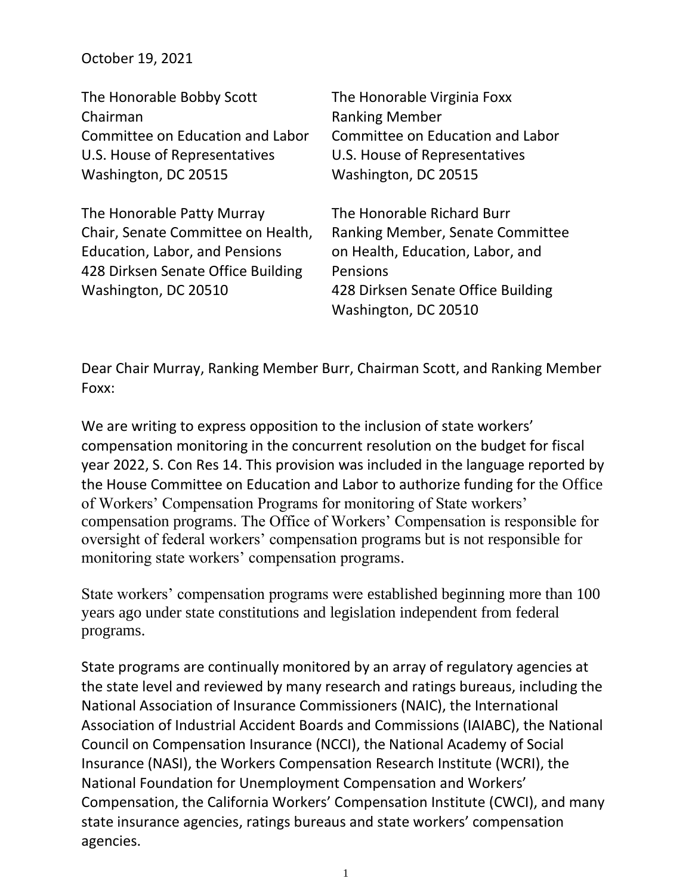October 19, 2021

The Honorable Bobby Scott
Chairman
Committee on Education and Labor
U.S. House of Representatives
Washington, DC 20515

The Honorable Virginia Foxx
Ranking Member
Committee on Education and Labor
U.S. House of Representatives
Washington, DC 20515

The Honorable Patty Murray
Chair, Senate Committee on Health, Education, Labor, and Pensions
428 Dirksen Senate Office Building
Washington, DC 20510

The Honorable Richard Burr
Ranking Member, Senate Committee on Health, Education, Labor, and Pensions
428 Dirksen Senate Office Building
Washington, DC 20510

Dear Chair Murray, Ranking Member Burr, Chairman Scott, and Ranking Member Foxx:

We are writing to express opposition to the inclusion of state workers' compensation monitoring in the concurrent resolution on the budget for fiscal year 2022, S. Con Res 14. This provision was included in the language reported by the House Committee on Education and Labor to authorize funding for the Office of Workers' Compensation Programs for monitoring of State workers' compensation programs. The Office of Workers' Compensation is responsible for oversight of federal workers' compensation programs but is not responsible for monitoring state workers' compensation programs.

State workers' compensation programs were established beginning more than 100 years ago under state constitutions and legislation independent from federal programs.

State programs are continually monitored by an array of regulatory agencies at the state level and reviewed by many research and ratings bureaus, including the National Association of Insurance Commissioners (NAIC), the International Association of Industrial Accident Boards and Commissions (IAIABC), the National Council on Compensation Insurance (NCCI), the National Academy of Social Insurance (NASI), the Workers Compensation Research Institute (WCRI), the National Foundation for Unemployment Compensation and Workers' Compensation, the California Workers' Compensation Institute (CWCI), and many state insurance agencies, ratings bureaus and state workers' compensation agencies.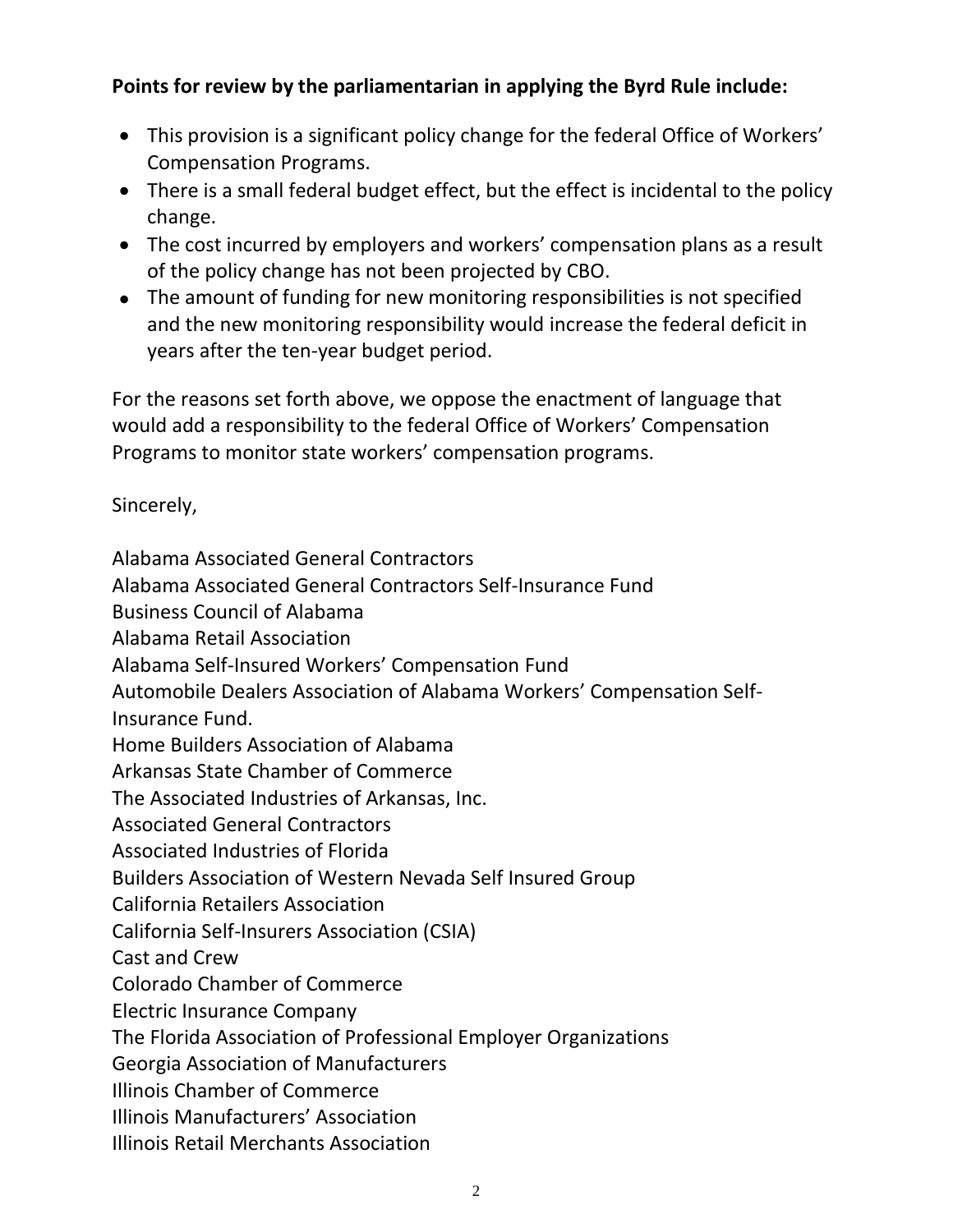**Points for review by the parliamentarian in applying the Byrd Rule include:**

- This provision is a significant policy change for the federal Office of Workers' Compensation Programs.
- There is a small federal budget effect, but the effect is incidental to the policy change.
- The cost incurred by employers and workers' compensation plans as a result of the policy change has not been projected by CBO.
- The amount of funding for new monitoring responsibilities is not specified and the new monitoring responsibility would increase the federal deficit in years after the ten-year budget period.

For the reasons set forth above, we oppose the enactment of language that would add a responsibility to the federal Office of Workers' Compensation Programs to monitor state workers' compensation programs.

Sincerely,

Alabama Associated General Contractors
Alabama Associated General Contractors Self-Insurance Fund
Business Council of Alabama
Alabama Retail Association
Alabama Self-Insured Workers' Compensation Fund
Automobile Dealers Association of Alabama Workers' Compensation Self-Insurance Fund.
Home Builders Association of Alabama
Arkansas State Chamber of Commerce
The Associated Industries of Arkansas, Inc.
Associated General Contractors
Associated Industries of Florida
Builders Association of Western Nevada Self Insured Group
California Retailers Association
California Self-Insurers Association (CSIA)
Cast and Crew
Colorado Chamber of Commerce
Electric Insurance Company
The Florida Association of Professional Employer Organizations
Georgia Association of Manufacturers
Illinois Chamber of Commerce
Illinois Manufacturers' Association
Illinois Retail Merchants Association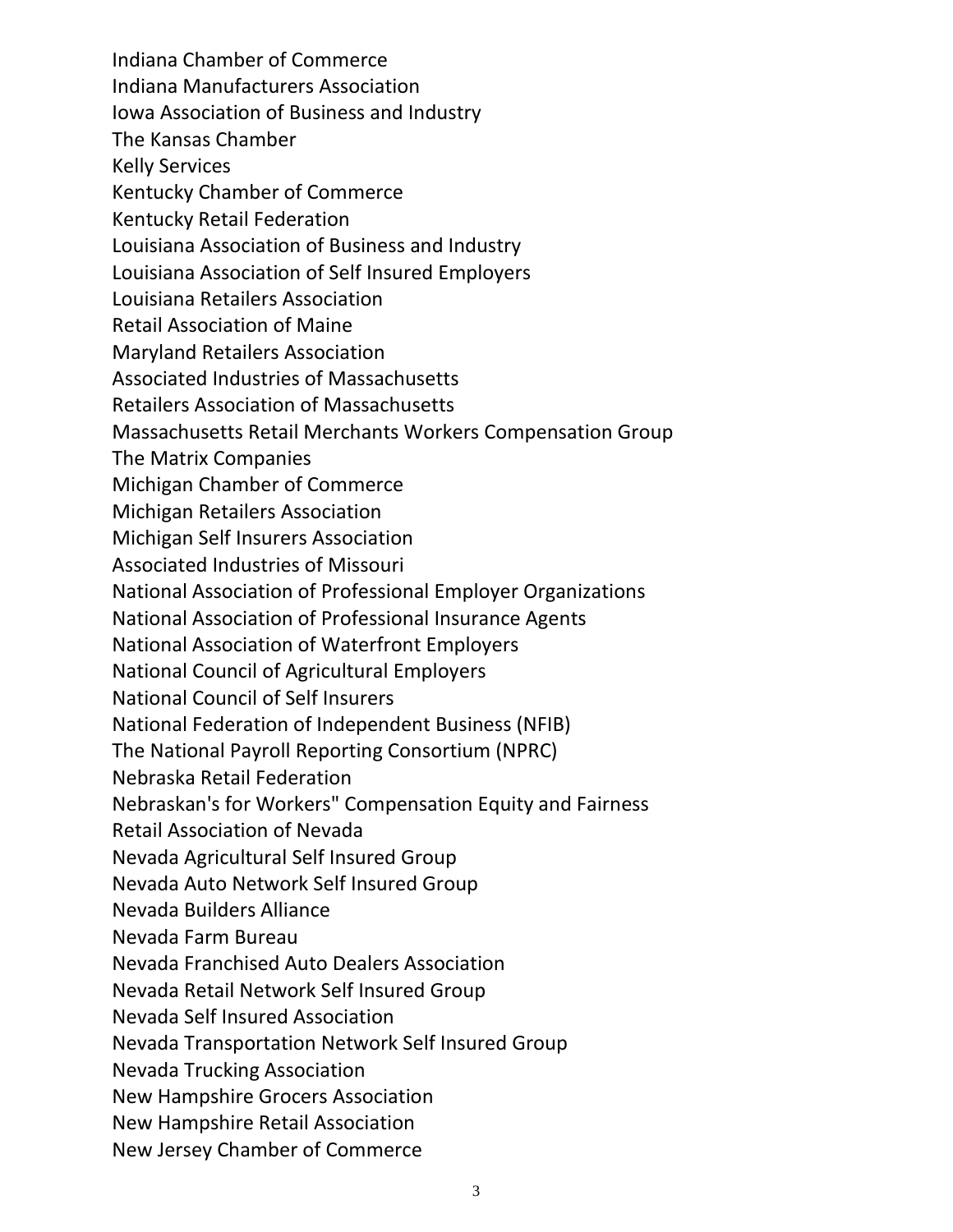Indiana Chamber of Commerce
Indiana Manufacturers Association
Iowa Association of Business and Industry
The Kansas Chamber
Kelly Services
Kentucky Chamber of Commerce
Kentucky Retail Federation
Louisiana Association of Business and Industry
Louisiana Association of Self Insured Employers
Louisiana Retailers Association
Retail Association of Maine
Maryland Retailers Association
Associated Industries of Massachusetts
Retailers Association of Massachusetts
Massachusetts Retail Merchants Workers Compensation Group
The Matrix Companies
Michigan Chamber of Commerce
Michigan Retailers Association
Michigan Self Insurers Association
Associated Industries of Missouri
National Association of Professional Employer Organizations
National Association of Professional Insurance Agents
National Association of Waterfront Employers
National Council of Agricultural Employers
National Council of Self Insurers
National Federation of Independent Business (NFIB)
The National Payroll Reporting Consortium (NPRC)
Nebraska Retail Federation
Nebraskan's for Workers" Compensation Equity and Fairness
Retail Association of Nevada
Nevada Agricultural Self Insured Group
Nevada Auto Network Self Insured Group
Nevada Builders Alliance
Nevada Farm Bureau
Nevada Franchised Auto Dealers Association
Nevada Retail Network Self Insured Group
Nevada Self Insured Association
Nevada Transportation Network Self Insured Group
Nevada Trucking Association
New Hampshire Grocers Association
New Hampshire Retail Association
New Jersey Chamber of Commerce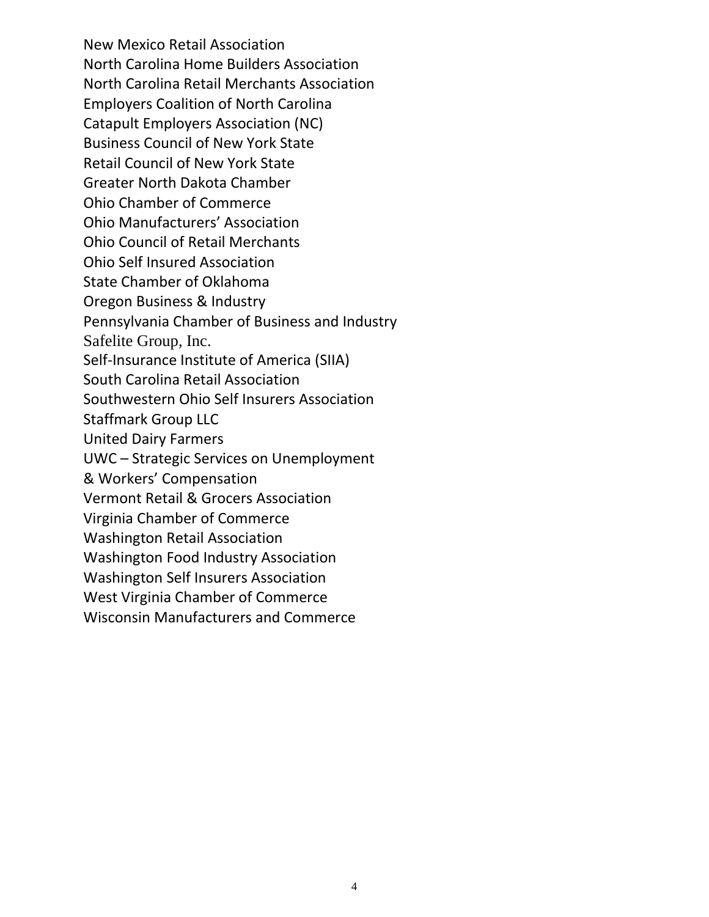New Mexico Retail Association
North Carolina Home Builders Association
North Carolina Retail Merchants Association
Employers Coalition of North Carolina
Catapult Employers Association (NC)
Business Council of New York State
Retail Council of New York State
Greater North Dakota Chamber
Ohio Chamber of Commerce
Ohio Manufacturers' Association
Ohio Council of Retail Merchants
Ohio Self Insured Association
State Chamber of Oklahoma
Oregon Business & Industry
Pennsylvania Chamber of Business and Industry
Safelite Group, Inc.
Self-Insurance Institute of America (SIIA)
South Carolina Retail Association
Southwestern Ohio Self Insurers Association
Staffmark Group LLC
United Dairy Farmers
UWC – Strategic Services on Unemployment
& Workers' Compensation
Vermont Retail & Grocers Association
Virginia Chamber of Commerce
Washington Retail Association
Washington Food Industry Association
Washington Self Insurers Association
West Virginia Chamber of Commerce
Wisconsin Manufacturers and Commerce